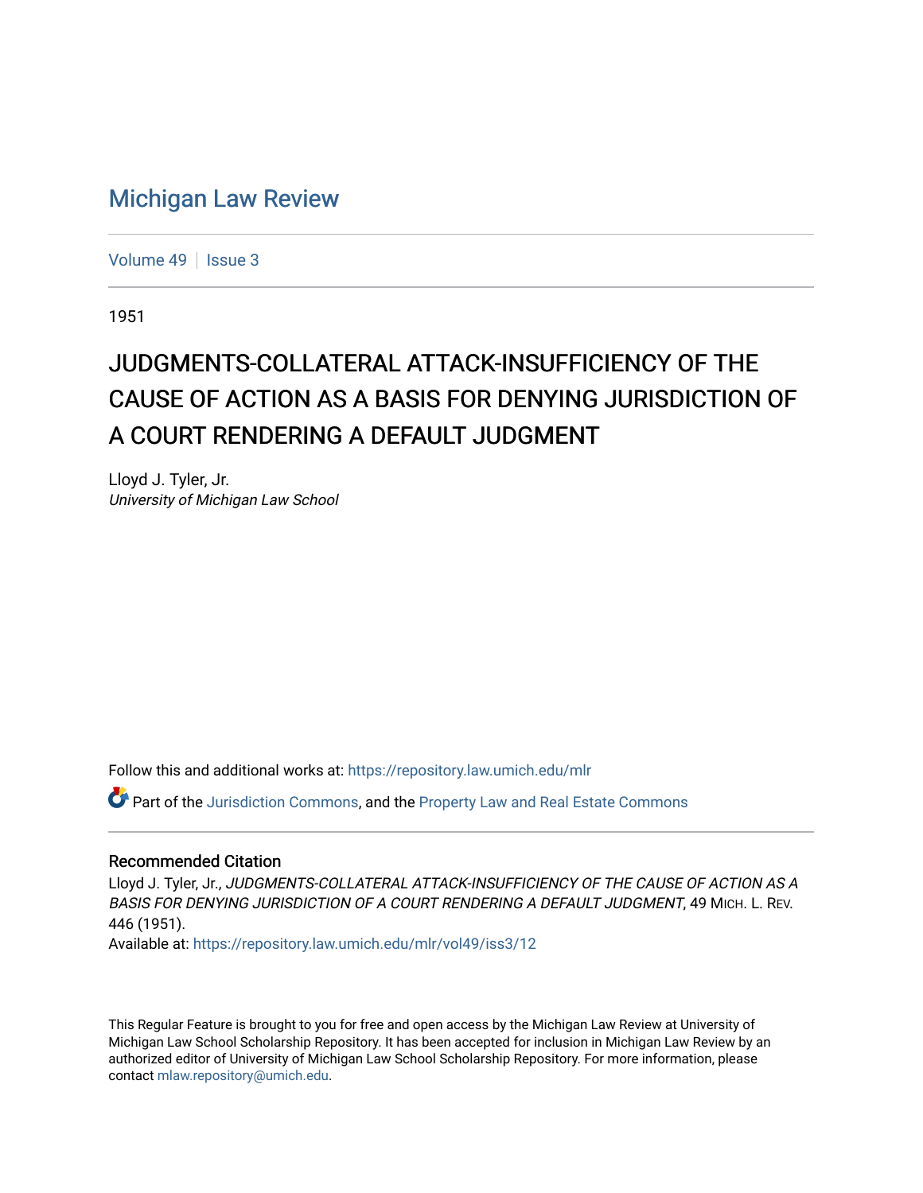# Michigan Law Review

Volume 49 | Issue 3

1951

## JUDGMENTS-COLLATERAL ATTACK-INSUFFICIENCY OF THE CAUSE OF ACTION AS A BASIS FOR DENYING JURISDICTION OF A COURT RENDERING A DEFAULT JUDGMENT

Lloyd J. Tyler, Jr.
*University of Michigan Law School*

Follow this and additional works at: https://repository.law.umich.edu/mlr

Part of the Jurisdiction Commons, and the Property Law and Real Estate Commons

### Recommended Citation

Lloyd J. Tyler, Jr., *JUDGMENTS-COLLATERAL ATTACK-INSUFFICIENCY OF THE CAUSE OF ACTION AS A BASIS FOR DENYING JURISDICTION OF A COURT RENDERING A DEFAULT JUDGMENT*, 49 MICH. L. REV. 446 (1951).
Available at: https://repository.law.umich.edu/mlr/vol49/iss3/12

This Regular Feature is brought to you for free and open access by the Michigan Law Review at University of Michigan Law School Scholarship Repository. It has been accepted for inclusion in Michigan Law Review by an authorized editor of University of Michigan Law School Scholarship Repository. For more information, please contact mlaw.repository@umich.edu.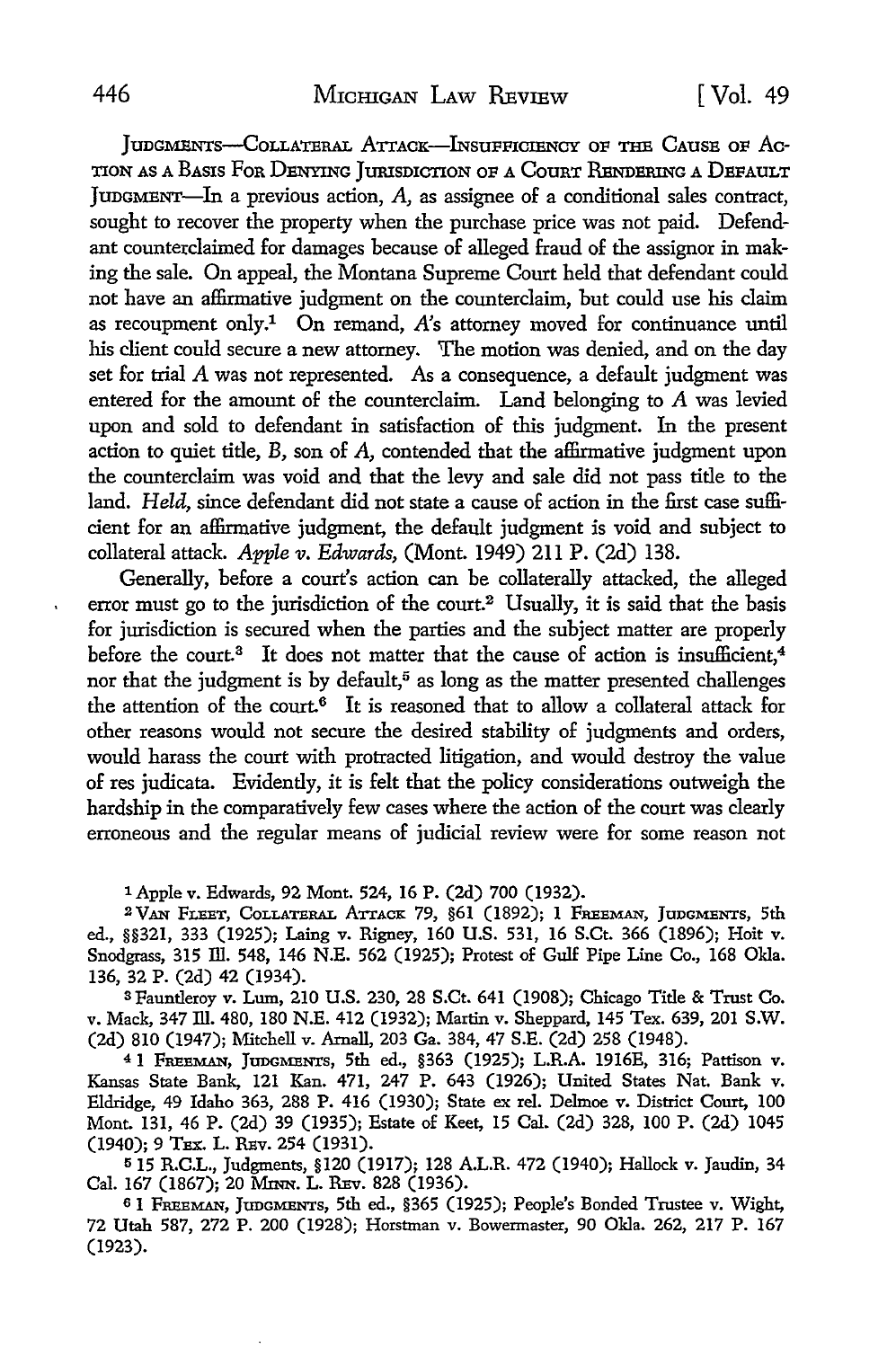JUDGMENTS—COLLATERAL ATTACK—INSUFFICIENCY OF THE CAUSE OF ACTION AS A BASIS FOR DENYING JURISDICTION OF A COURT RENDERING A DEFAULT JUDGMENT—In a previous action, *A*, as assignee of a conditional sales contract, sought to recover the property when the purchase price was not paid. Defendant counterclaimed for damages because of alleged fraud of the assignor in making the sale. On appeal, the Montana Supreme Court held that defendant could not have an affirmative judgment on the counterclaim, but could use his claim as recoupment only.[1] On remand, *A's* attorney moved for continuance until his client could secure a new attorney. The motion was denied, and on the day set for trial *A* was not represented. As a consequence, a default judgment was entered for the amount of the counterclaim. Land belonging to *A* was levied upon and sold to defendant in satisfaction of this judgment. In the present action to quiet title, *B*, son of *A*, contended that the affirmative judgment upon the counterclaim was void and that the levy and sale did not pass title to the land. *Held*, since defendant did not state a cause of action in the first case sufficient for an affirmative judgment, the default judgment is void and subject to collateral attack. *Apple v. Edwards*, (Mont. 1949) 211 P. (2d) 138.

Generally, before a court's action can be collaterally attacked, the alleged error must go to the jurisdiction of the court.[2] Usually, it is said that the basis for jurisdiction is secured when the parties and the subject matter are properly before the court.[3] It does not matter that the cause of action is insufficient,[4] nor that the judgment is by default,[5] as long as the matter presented challenges the attention of the court.[6] It is reasoned that to allow a collateral attack for other reasons would not secure the desired stability of judgments and orders, would harass the court with protracted litigation, and would destroy the value of res judicata. Evidently, it is felt that the policy considerations outweigh the hardship in the comparatively few cases where the action of the court was clearly erroneous and the regular means of judicial review were for some reason not

[1] Apple v. Edwards, 92 Mont. 524, 16 P. (2d) 700 (1932).

[2] VAN FLEET, COLLATERAL ATTACK 79, §61 (1892); 1 FREEMAN, JUDGMENTS, 5th ed., §§321, 333 (1925); Laing v. Rigney, 160 U.S. 531, 16 S.Ct. 366 (1896); Hoit v. Snodgrass, 315 Ill. 548, 146 N.E. 562 (1925); Protest of Gulf Pipe Line Co., 168 Okla. 136, 32 P. (2d) 42 (1934).

[3] Fauntleroy v. Lum, 210 U.S. 230, 28 S.Ct. 641 (1908); Chicago Title & Trust Co. v. Mack, 347 Ill. 480, 180 N.E. 412 (1932); Martin v. Sheppard, 145 Tex. 639, 201 S.W. (2d) 810 (1947); Mitchell v. Arnall, 203 Ga. 384, 47 S.E. (2d) 258 (1948).

[4] 1 FREEMAN, JUDGMENTS, 5th ed., §363 (1925); L.R.A. 1916E, 316; Pattison v. Kansas State Bank, 121 Kan. 471, 247 P. 643 (1926); United States Nat. Bank v. Eldridge, 49 Idaho 363, 288 P. 416 (1930); State ex rel. Delmoe v. District Court, 100 Mont. 131, 46 P. (2d) 39 (1935); Estate of Keet, 15 Cal. (2d) 328, 100 P. (2d) 1045 (1940); 9 TEX. L. REV. 254 (1931).

[5] 15 R.C.L., Judgments, §120 (1917); 128 A.L.R. 472 (1940); Hallock v. Jaudin, 34 Cal. 167 (1867); 20 MINN. L. REV. 828 (1936).

[6] 1 FREEMAN, JUDGMENTS, 5th ed., §365 (1925); People's Bonded Trustee v. Wight, 72 Utah 587, 272 P. 200 (1928); Horstman v. Bowermaster, 90 Okla. 262, 217 P. 167 (1923).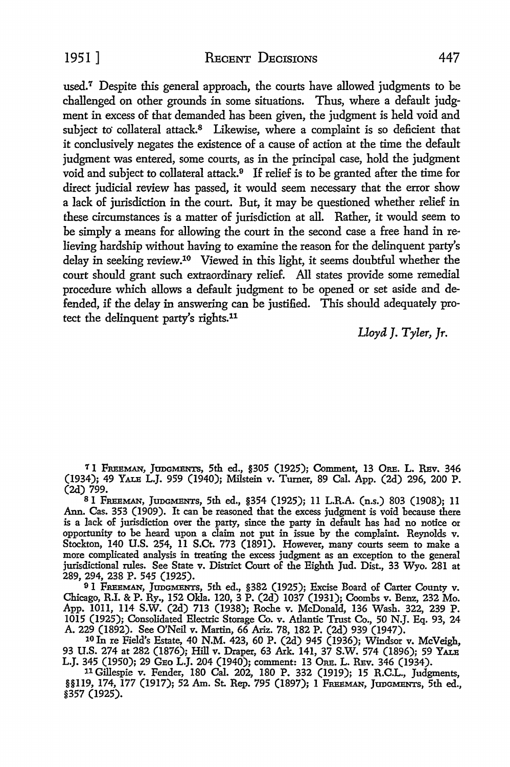used.[7] Despite this general approach, the courts have allowed judgments to be challenged on other grounds in some situations. Thus, where a default judgment in excess of that demanded has been given, the judgment is held void and subject to collateral attack.[8] Likewise, where a complaint is so deficient that it conclusively negates the existence of a cause of action at the time the default judgment was entered, some courts, as in the principal case, hold the judgment void and subject to collateral attack.[9] If relief is to be granted after the time for direct judicial review has passed, it would seem necessary that the error show a lack of jurisdiction in the court. But, it may be questioned whether relief in these circumstances is a matter of jurisdiction at all. Rather, it would seem to be simply a means for allowing the court in the second case a free hand in relieving hardship without having to examine the reason for the delinquent party's delay in seeking review.[10] Viewed in this light, it seems doubtful whether the court should grant such extraordinary relief. All states provide some remedial procedure which allows a default judgment to be opened or set aside and defended, if the delay in answering can be justified. This should adequately protect the delinquent party's rights.[11]

*Lloyd J. Tyler, Jr.*

---

[7] 1 FREEMAN, JUDGMENTS, 5th ed., §305 (1925); Comment, 13 ORE. L. REV. 346 (1934); 49 YALE L.J. 959 (1940); Milstein v. Turner, 89 Cal. App. (2d) 296, 200 P. (2d) 799.

[8] 1 FREEMAN, JUDGMENTS, 5th ed., §354 (1925); 11 L.R.A. (n.s.) 803 (1908); 11 Ann. Cas. 353 (1909). It can be reasoned that the excess judgment is void because there is a lack of jurisdiction over the party, since the party in default has had no notice or opportunity to be heard upon a claim not put in issue by the complaint. Reynolds v. Stockton, 140 U.S. 254, 11 S.Ct. 773 (1891). However, many courts seem to make a more complicated analysis in treating the excess judgment as an exception to the general jurisdictional rules. See State v. District Court of the Eighth Jud. Dist., 33 Wyo. 281 at 289, 294, 238 P. 545 (1925).

[9] 1 FREEMAN, JUDGMENTS, 5th ed., §382 (1925); Excise Board of Carter County v. Chicago, R.I. & P. Ry., 152 Okla. 120, 3 P. (2d) 1037 (1931); Coombs v. Benz, 232 Mo. App. 1011, 114 S.W. (2d) 713 (1938); Roche v. McDonald, 136 Wash. 322, 239 P. 1015 (1925); Consolidated Electric Storage Co. v. Atlantic Trust Co., 50 N.J. Eq. 93, 24 A. 229 (1892). See O'Neil v. Martin, 66 Ariz. 78, 182 P. (2d) 939 (1947).

[10] In re Field's Estate, 40 N.M. 423, 60 P. (2d) 945 (1936); Windsor v. McVeigh, 93 U.S. 274 at 282 (1876); Hill v. Draper, 63 Ark. 141, 37 S.W. 574 (1896); 59 YALE L.J. 345 (1950); 29 GEO L.J. 204 (1940); comment: 13 ORE. L. REV. 346 (1934).

[11] Gillespie v. Fender, 180 Cal. 202, 180 P. 332 (1919); 15 R.C.L., Judgments, §§119, 174, 177 (1917); 52 Am. St. Rep. 795 (1897); 1 FREEMAN, JUDGMENTS, 5th ed., §357 (1925).